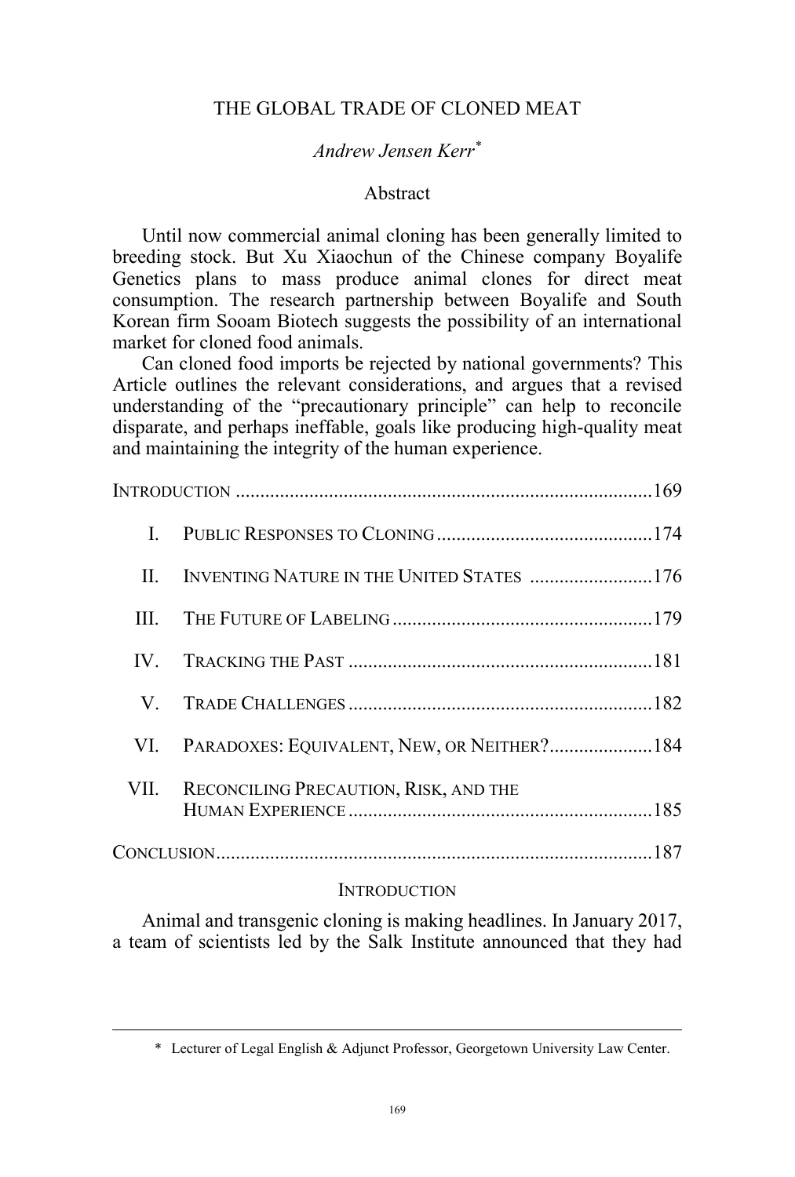# THE GLOBAL TRADE OF CLONED MEAT

*Andrew Jensen Kerr*[*]

## Abstract

Until now commercial animal cloning has been generally limited to breeding stock. But Xu Xiaochun of the Chinese company Boyalife Genetics plans to mass produce animal clones for direct meat consumption. The research partnership between Boyalife and South Korean firm Sooam Biotech suggests the possibility of an international market for cloned food animals.

Can cloned food imports be rejected by national governments? This Article outlines the relevant considerations, and argues that a revised understanding of the "precautionary principle" can help to reconcile disparate, and perhaps ineffable, goals like producing high-quality meat and maintaining the integrity of the human experience.

INTRODUCTION ....................................................................................169

- I. PUBLIC RESPONSES TO CLONING ............................................174
- II. INVENTING NATURE IN THE UNITED STATES .........................176
- III. THE FUTURE OF LABELING .....................................................179
- IV. TRACKING THE PAST .............................................................181
- V. TRADE CHALLENGES .............................................................182
- VI. PARADOXES: EQUIVALENT, NEW, OR NEITHER?.....................184
- VII. RECONCILING PRECAUTION, RISK, AND THE HUMAN EXPERIENCE .............................................................185

CONCLUSION.........................................................................................187

## INTRODUCTION

Animal and transgenic cloning is making headlines. In January 2017, a team of scientists led by the Salk Institute announced that they had

---

[*] Lecturer of Legal English & Adjunct Professor, Georgetown University Law Center.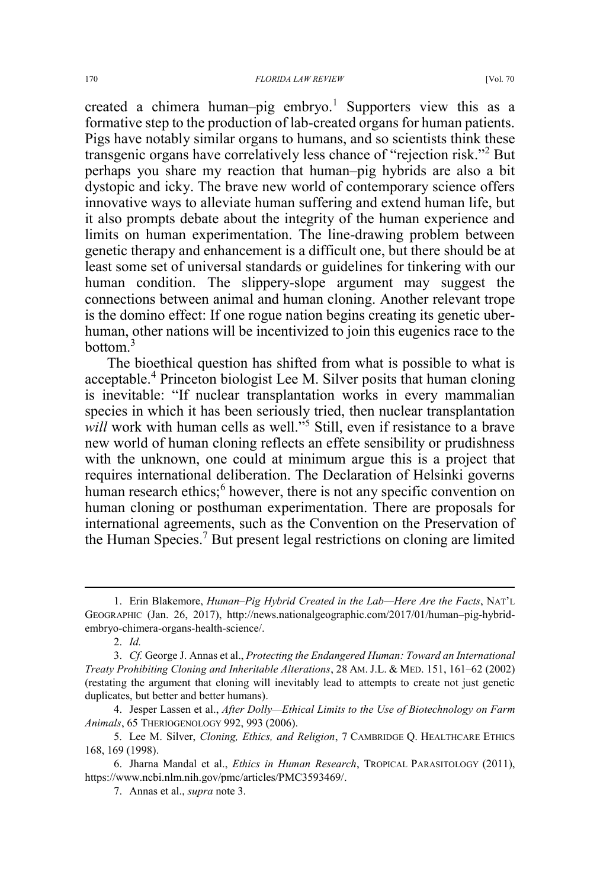created a chimera human–pig embryo.[1] Supporters view this as a formative step to the production of lab-created organs for human patients. Pigs have notably similar organs to humans, and so scientists think these transgenic organs have correlatively less chance of "rejection risk."[2] But perhaps you share my reaction that human–pig hybrids are also a bit dystopic and icky. The brave new world of contemporary science offers innovative ways to alleviate human suffering and extend human life, but it also prompts debate about the integrity of the human experience and limits on human experimentation. The line-drawing problem between genetic therapy and enhancement is a difficult one, but there should be at least some set of universal standards or guidelines for tinkering with our human condition. The slippery-slope argument may suggest the connections between animal and human cloning. Another relevant trope is the domino effect: If one rogue nation begins creating its genetic uber-human, other nations will be incentivized to join this eugenics race to the bottom.[3]

The bioethical question has shifted from what is possible to what is acceptable.[4] Princeton biologist Lee M. Silver posits that human cloning is inevitable: "If nuclear transplantation works in every mammalian species in which it has been seriously tried, then nuclear transplantation *will* work with human cells as well."[5] Still, even if resistance to a brave new world of human cloning reflects an effete sensibility or prudishness with the unknown, one could at minimum argue this is a project that requires international deliberation. The Declaration of Helsinki governs human research ethics;[6] however, there is not any specific convention on human cloning or posthuman experimentation. There are proposals for international agreements, such as the Convention on the Preservation of the Human Species.[7] But present legal restrictions on cloning are limited

---

1. Erin Blakemore, *Human–Pig Hybrid Created in the Lab—Here Are the Facts*, NAT'L GEOGRAPHIC (Jan. 26, 2017), http://news.nationalgeographic.com/2017/01/human–pig-hybrid-embryo-chimera-organs-health-science/.

2. *Id.*

3. *Cf.* George J. Annas et al., *Protecting the Endangered Human: Toward an International Treaty Prohibiting Cloning and Inheritable Alterations*, 28 AM. J.L. & MED. 151, 161–62 (2002) (restating the argument that cloning will inevitably lead to attempts to create not just genetic duplicates, but better and better humans).

4. Jesper Lassen et al., *After Dolly—Ethical Limits to the Use of Biotechnology on Farm Animals*, 65 THERIOGENOLOGY 992, 993 (2006).

5. Lee M. Silver, *Cloning, Ethics, and Religion*, 7 CAMBRIDGE Q. HEALTHCARE ETHICS 168, 169 (1998).

6. Jharna Mandal et al., *Ethics in Human Research*, TROPICAL PARASITOLOGY (2011), https://www.ncbi.nlm.nih.gov/pmc/articles/PMC3593469/.

7. Annas et al., *supra* note 3.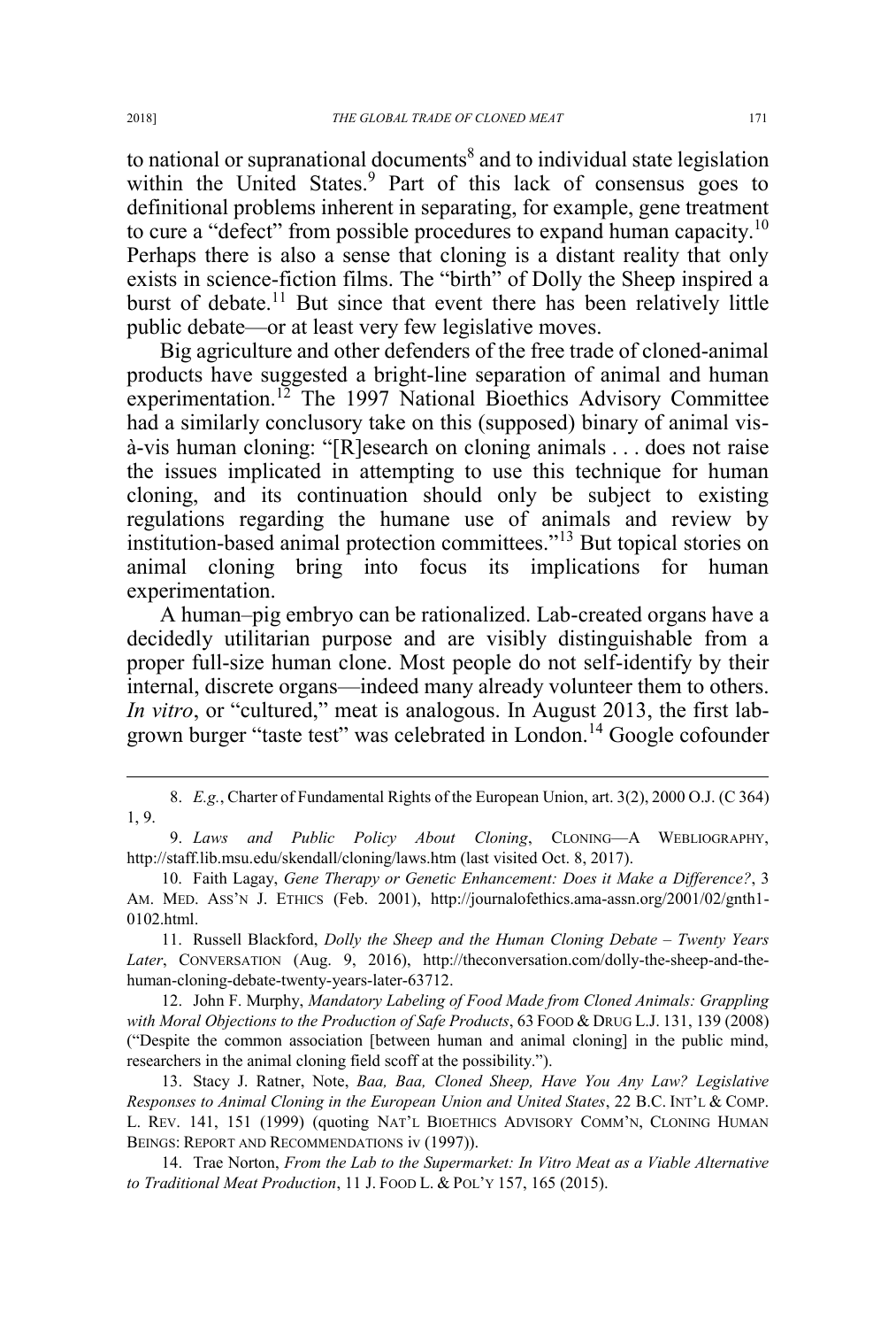to national or supranational documents[8] and to individual state legislation within the United States.[9] Part of this lack of consensus goes to definitional problems inherent in separating, for example, gene treatment to cure a "defect" from possible procedures to expand human capacity.[10] Perhaps there is also a sense that cloning is a distant reality that only exists in science-fiction films. The "birth" of Dolly the Sheep inspired a burst of debate.[11] But since that event there has been relatively little public debate—or at least very few legislative moves.

Big agriculture and other defenders of the free trade of cloned-animal products have suggested a bright-line separation of animal and human experimentation.[12] The 1997 National Bioethics Advisory Committee had a similarly conclusory take on this (supposed) binary of animal vis-à-vis human cloning: "[R]esearch on cloning animals . . . does not raise the issues implicated in attempting to use this technique for human cloning, and its continuation should only be subject to existing regulations regarding the humane use of animals and review by institution-based animal protection committees."[13] But topical stories on animal cloning bring into focus its implications for human experimentation.

A human–pig embryo can be rationalized. Lab-created organs have a decidedly utilitarian purpose and are visibly distinguishable from a proper full-size human clone. Most people do not self-identify by their internal, discrete organs—indeed many already volunteer them to others. *In vitro*, or "cultured," meat is analogous. In August 2013, the first lab-grown burger "taste test" was celebrated in London.[14] Google cofounder

---

8. *E.g.*, Charter of Fundamental Rights of the European Union, art. 3(2), 2000 O.J. (C 364) 1, 9.

9. *Laws and Public Policy About Cloning*, CLONING—A WEBLIOGRAPHY, http://staff.lib.msu.edu/skendall/cloning/laws.htm (last visited Oct. 8, 2017).

10. Faith Lagay, *Gene Therapy or Genetic Enhancement: Does it Make a Difference?*, 3 AM. MED. ASS'N J. ETHICS (Feb. 2001), http://journalofethics.ama-assn.org/2001/02/gnth1-0102.html.

11. Russell Blackford, *Dolly the Sheep and the Human Cloning Debate – Twenty Years Later*, CONVERSATION (Aug. 9, 2016), http://theconversation.com/dolly-the-sheep-and-the-human-cloning-debate-twenty-years-later-63712.

12. John F. Murphy, *Mandatory Labeling of Food Made from Cloned Animals: Grappling with Moral Objections to the Production of Safe Products*, 63 FOOD & DRUG L.J. 131, 139 (2008) ("Despite the common association [between human and animal cloning] in the public mind, researchers in the animal cloning field scoff at the possibility.").

13. Stacy J. Ratner, Note, *Baa, Baa, Cloned Sheep, Have You Any Law? Legislative Responses to Animal Cloning in the European Union and United States*, 22 B.C. INT'L & COMP. L. REV. 141, 151 (1999) (quoting NAT'L BIOETHICS ADVISORY COMM'N, CLONING HUMAN BEINGS: REPORT AND RECOMMENDATIONS iv (1997)).

14. Trae Norton, *From the Lab to the Supermarket: In Vitro Meat as a Viable Alternative to Traditional Meat Production*, 11 J. FOOD L. & POL'Y 157, 165 (2015).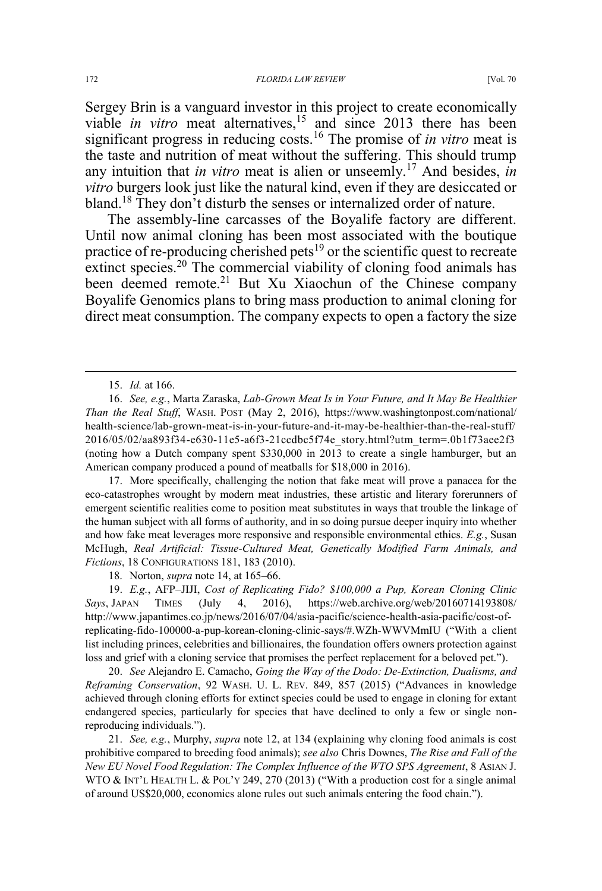Sergey Brin is a vanguard investor in this project to create economically viable *in vitro* meat alternatives,[15] and since 2013 there has been significant progress in reducing costs.[16] The promise of *in vitro* meat is the taste and nutrition of meat without the suffering. This should trump any intuition that *in vitro* meat is alien or unseemly.[17] And besides, *in vitro* burgers look just like the natural kind, even if they are desiccated or bland.[18] They don't disturb the senses or internalized order of nature.

The assembly-line carcasses of the Boyalife factory are different. Until now animal cloning has been most associated with the boutique practice of re-producing cherished pets[19] or the scientific quest to recreate extinct species.[20] The commercial viability of cloning food animals has been deemed remote.[21] But Xu Xiaochun of the Chinese company Boyalife Genomics plans to bring mass production to animal cloning for direct meat consumption. The company expects to open a factory the size

---

15. *Id.* at 166.

16. *See, e.g.*, Marta Zaraska, *Lab-Grown Meat Is in Your Future, and It May Be Healthier Than the Real Stuff*, WASH. POST (May 2, 2016), https://www.washingtonpost.com/national/health-science/lab-grown-meat-is-in-your-future-and-it-may-be-healthier-than-the-real-stuff/2016/05/02/aa893f34-e630-11e5-a6f3-21ccdbc5f74e_story.html?utm_term=.0b1f73aee2f3 (noting how a Dutch company spent $330,000 in 2013 to create a single hamburger, but an American company produced a pound of meatballs for $18,000 in 2016).

17. More specifically, challenging the notion that fake meat will prove a panacea for the eco-catastrophes wrought by modern meat industries, these artistic and literary forerunners of emergent scientific realities come to position meat substitutes in ways that trouble the linkage of the human subject with all forms of authority, and in so doing pursue deeper inquiry into whether and how fake meat leverages more responsive and responsible environmental ethics. *E.g.*, Susan McHugh, *Real Artificial: Tissue-Cultured Meat, Genetically Modified Farm Animals, and Fictions*, 18 CONFIGURATIONS 181, 183 (2010).

18. Norton, *supra* note 14, at 165–66.

19. *E.g.*, AFP–JIJI, *Cost of Replicating Fido? $100,000 a Pup, Korean Cloning Clinic Says*, JAPAN TIMES (July 4, 2016), https://web.archive.org/web/20160714193808/http://www.japantimes.co.jp/news/2016/07/04/asia-pacific/science-health-asia-pacific/cost-of-replicating-fido-100000-a-pup-korean-cloning-clinic-says/#.WZh-WWVMmIU ("With a client list including princes, celebrities and billionaires, the foundation offers owners protection against loss and grief with a cloning service that promises the perfect replacement for a beloved pet.").

20. *See* Alejandro E. Camacho, *Going the Way of the Dodo: De-Extinction, Dualisms, and Reframing Conservation*, 92 WASH. U. L. REV. 849, 857 (2015) ("Advances in knowledge achieved through cloning efforts for extinct species could be used to engage in cloning for extant endangered species, particularly for species that have declined to only a few or single non-reproducing individuals.").

21. *See, e.g.*, Murphy, *supra* note 12, at 134 (explaining why cloning food animals is cost prohibitive compared to breeding food animals); *see also* Chris Downes, *The Rise and Fall of the New EU Novel Food Regulation: The Complex Influence of the WTO SPS Agreement*, 8 ASIAN J. WTO & INT'L HEALTH L. & POL'Y 249, 270 (2013) ("With a production cost for a single animal of around US$20,000, economics alone rules out such animals entering the food chain.").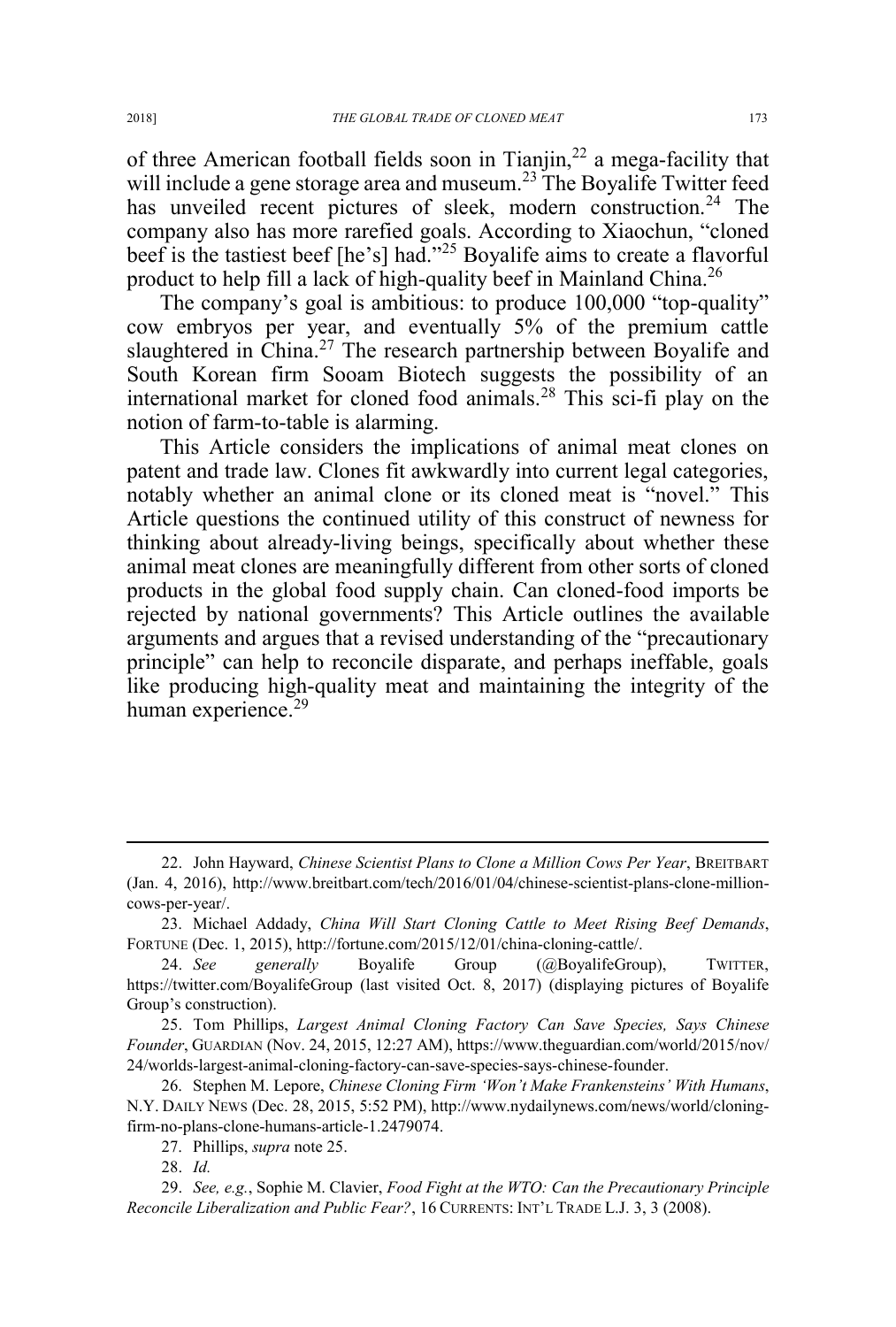of three American football fields soon in Tianjin,[22] a mega-facility that will include a gene storage area and museum.[23] The Boyalife Twitter feed has unveiled recent pictures of sleek, modern construction.[24] The company also has more rarefied goals. According to Xiaochun, "cloned beef is the tastiest beef [he's] had."[25] Boyalife aims to create a flavorful product to help fill a lack of high-quality beef in Mainland China.[26]

The company's goal is ambitious: to produce 100,000 "top-quality" cow embryos per year, and eventually 5% of the premium cattle slaughtered in China.[27] The research partnership between Boyalife and South Korean firm Sooam Biotech suggests the possibility of an international market for cloned food animals.[28] This sci-fi play on the notion of farm-to-table is alarming.

This Article considers the implications of animal meat clones on patent and trade law. Clones fit awkwardly into current legal categories, notably whether an animal clone or its cloned meat is "novel." This Article questions the continued utility of this construct of newness for thinking about already-living beings, specifically about whether these animal meat clones are meaningfully different from other sorts of cloned products in the global food supply chain. Can cloned-food imports be rejected by national governments? This Article outlines the available arguments and argues that a revised understanding of the "precautionary principle" can help to reconcile disparate, and perhaps ineffable, goals like producing high-quality meat and maintaining the integrity of the human experience.[29]

---

22. John Hayward, *Chinese Scientist Plans to Clone a Million Cows Per Year*, BREITBART (Jan. 4, 2016), http://www.breitbart.com/tech/2016/01/04/chinese-scientist-plans-clone-million-cows-per-year/.

23. Michael Addady, *China Will Start Cloning Cattle to Meet Rising Beef Demands*, FORTUNE (Dec. 1, 2015), http://fortune.com/2015/12/01/china-cloning-cattle/.

24. *See generally* Boyalife Group (@BoyalifeGroup), TWITTER, https://twitter.com/BoyalifeGroup (last visited Oct. 8, 2017) (displaying pictures of Boyalife Group's construction).

25. Tom Phillips, *Largest Animal Cloning Factory Can Save Species, Says Chinese Founder*, GUARDIAN (Nov. 24, 2015, 12:27 AM), https://www.theguardian.com/world/2015/nov/24/worlds-largest-animal-cloning-factory-can-save-species-says-chinese-founder.

26. Stephen M. Lepore, *Chinese Cloning Firm 'Won't Make Frankensteins' With Humans*, N.Y. DAILY NEWS (Dec. 28, 2015, 5:52 PM), http://www.nydailynews.com/news/world/cloning-firm-no-plans-clone-humans-article-1.2479074.

27. Phillips, *supra* note 25.

28. *Id.*

29. *See, e.g.*, Sophie M. Clavier, *Food Fight at the WTO: Can the Precautionary Principle Reconcile Liberalization and Public Fear?*, 16 CURRENTS: INT'L TRADE L.J. 3, 3 (2008).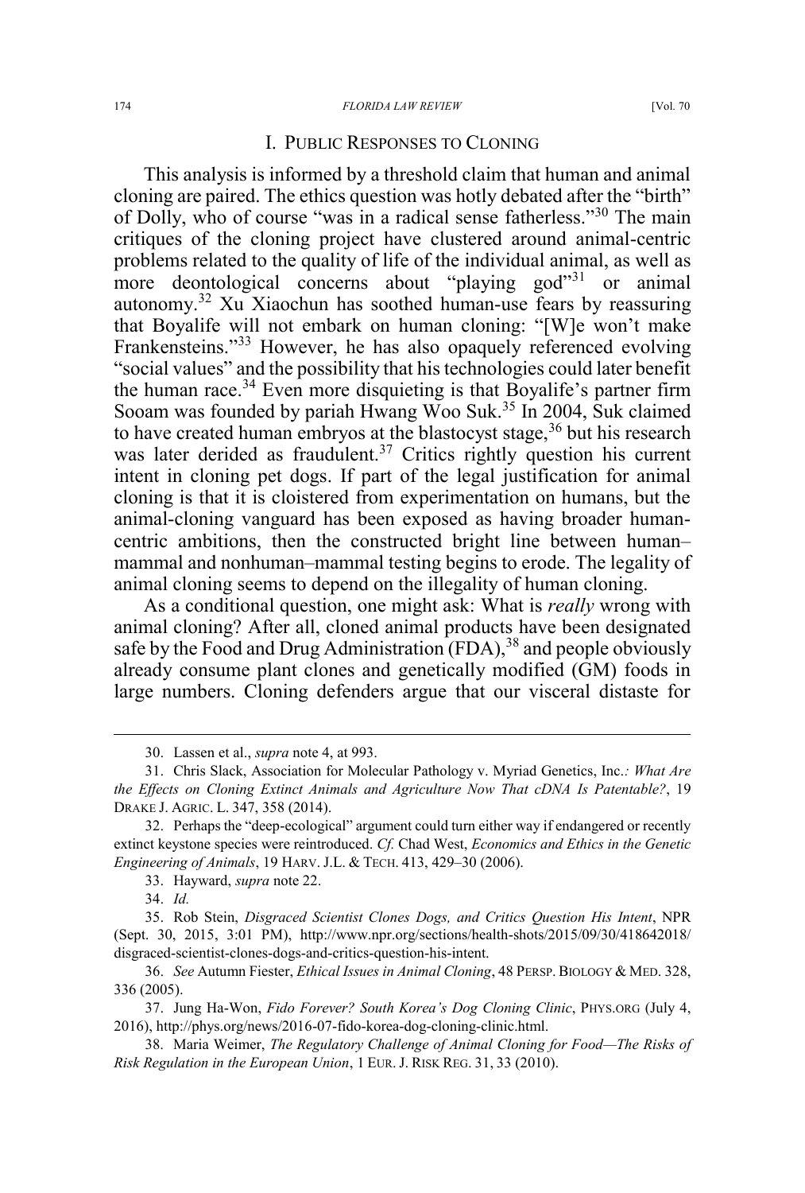## I. PUBLIC RESPONSES TO CLONING

This analysis is informed by a threshold claim that human and animal cloning are paired. The ethics question was hotly debated after the "birth" of Dolly, who of course "was in a radical sense fatherless."[30] The main critiques of the cloning project have clustered around animal-centric problems related to the quality of life of the individual animal, as well as more deontological concerns about "playing god"[31] or animal autonomy.[32] Xu Xiaochun has soothed human-use fears by reassuring that Boyalife will not embark on human cloning: "[W]e won't make Frankensteins."[33] However, he has also opaquely referenced evolving "social values" and the possibility that his technologies could later benefit the human race.[34] Even more disquieting is that Boyalife's partner firm Sooam was founded by pariah Hwang Woo Suk.[35] In 2004, Suk claimed to have created human embryos at the blastocyst stage,[36] but his research was later derided as fraudulent.[37] Critics rightly question his current intent in cloning pet dogs. If part of the legal justification for animal cloning is that it is cloistered from experimentation on humans, but the animal-cloning vanguard has been exposed as having broader human-centric ambitions, then the constructed bright line between human–mammal and nonhuman–mammal testing begins to erode. The legality of animal cloning seems to depend on the illegality of human cloning.

As a conditional question, one might ask: What is *really* wrong with animal cloning? After all, cloned animal products have been designated safe by the Food and Drug Administration (FDA),[38] and people obviously already consume plant clones and genetically modified (GM) foods in large numbers. Cloning defenders argue that our visceral distaste for

---

30. Lassen et al., *supra* note 4, at 993.

31. Chris Slack, Association for Molecular Pathology v. Myriad Genetics, Inc.*: What Are the Effects on Cloning Extinct Animals and Agriculture Now That cDNA Is Patentable?*, 19 DRAKE J. AGRIC. L. 347, 358 (2014).

32. Perhaps the "deep-ecological" argument could turn either way if endangered or recently extinct keystone species were reintroduced. *Cf.* Chad West, *Economics and Ethics in the Genetic Engineering of Animals*, 19 HARV. J.L. & TECH. 413, 429–30 (2006).

33. Hayward, *supra* note 22.

34. *Id.*

35. Rob Stein, *Disgraced Scientist Clones Dogs, and Critics Question His Intent*, NPR (Sept. 30, 2015, 3:01 PM), http://www.npr.org/sections/health-shots/2015/09/30/418642018/disgraced-scientist-clones-dogs-and-critics-question-his-intent.

36. *See* Autumn Fiester, *Ethical Issues in Animal Cloning*, 48 PERSP. BIOLOGY & MED. 328, 336 (2005).

37. Jung Ha-Won, *Fido Forever? South Korea's Dog Cloning Clinic*, PHYS.ORG (July 4, 2016), http://phys.org/news/2016-07-fido-korea-dog-cloning-clinic.html.

38. Maria Weimer, *The Regulatory Challenge of Animal Cloning for Food—The Risks of Risk Regulation in the European Union*, 1 EUR. J. RISK REG. 31, 33 (2010).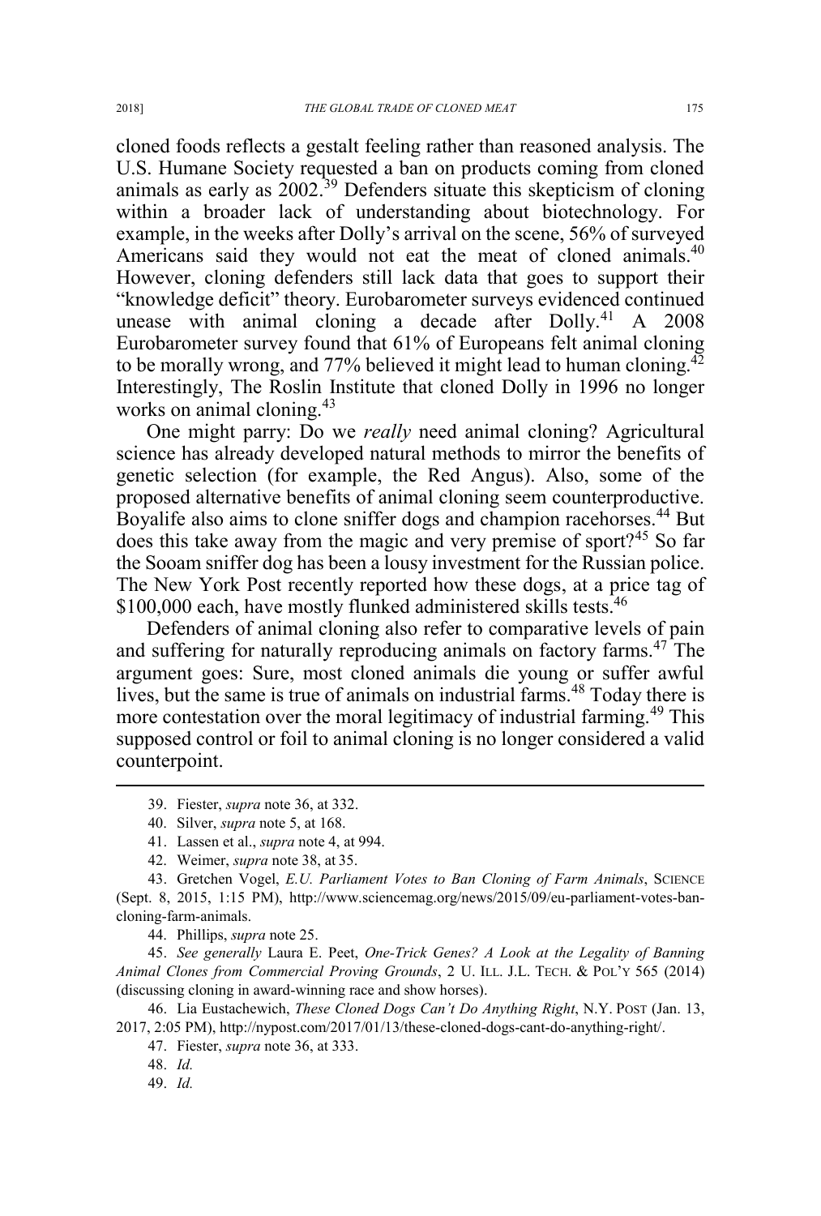cloned foods reflects a gestalt feeling rather than reasoned analysis. The U.S. Humane Society requested a ban on products coming from cloned animals as early as 2002.[39] Defenders situate this skepticism of cloning within a broader lack of understanding about biotechnology. For example, in the weeks after Dolly's arrival on the scene, 56% of surveyed Americans said they would not eat the meat of cloned animals.[40] However, cloning defenders still lack data that goes to support their "knowledge deficit" theory. Eurobarometer surveys evidenced continued unease with animal cloning a decade after Dolly.[41] A 2008 Eurobarometer survey found that 61% of Europeans felt animal cloning to be morally wrong, and 77% believed it might lead to human cloning.[42] Interestingly, The Roslin Institute that cloned Dolly in 1996 no longer works on animal cloning.[43]

One might parry: Do we *really* need animal cloning? Agricultural science has already developed natural methods to mirror the benefits of genetic selection (for example, the Red Angus). Also, some of the proposed alternative benefits of animal cloning seem counterproductive. Boyalife also aims to clone sniffer dogs and champion racehorses.[44] But does this take away from the magic and very premise of sport?[45] So far the Sooam sniffer dog has been a lousy investment for the Russian police. The New York Post recently reported how these dogs, at a price tag of $100,000 each, have mostly flunked administered skills tests.[46]

Defenders of animal cloning also refer to comparative levels of pain and suffering for naturally reproducing animals on factory farms.[47] The argument goes: Sure, most cloned animals die young or suffer awful lives, but the same is true of animals on industrial farms.[48] Today there is more contestation over the moral legitimacy of industrial farming.[49] This supposed control or foil to animal cloning is no longer considered a valid counterpoint.

---

39. Fiester, *supra* note 36, at 332.

40. Silver, *supra* note 5, at 168.

41. Lassen et al., *supra* note 4, at 994.

42. Weimer, *supra* note 38, at 35.

43. Gretchen Vogel, *E.U. Parliament Votes to Ban Cloning of Farm Animals*, SCIENCE (Sept. 8, 2015, 1:15 PM), http://www.sciencemag.org/news/2015/09/eu-parliament-votes-ban-cloning-farm-animals.

44. Phillips, *supra* note 25.

45. *See generally* Laura E. Peet, *One-Trick Genes? A Look at the Legality of Banning Animal Clones from Commercial Proving Grounds*, 2 U. ILL. J.L. TECH. & POL'Y 565 (2014) (discussing cloning in award-winning race and show horses).

46. Lia Eustachewich, *These Cloned Dogs Can't Do Anything Right*, N.Y. POST (Jan. 13, 2017, 2:05 PM), http://nypost.com/2017/01/13/these-cloned-dogs-cant-do-anything-right/.

47. Fiester, *supra* note 36, at 333.

48. *Id.*

49. *Id.*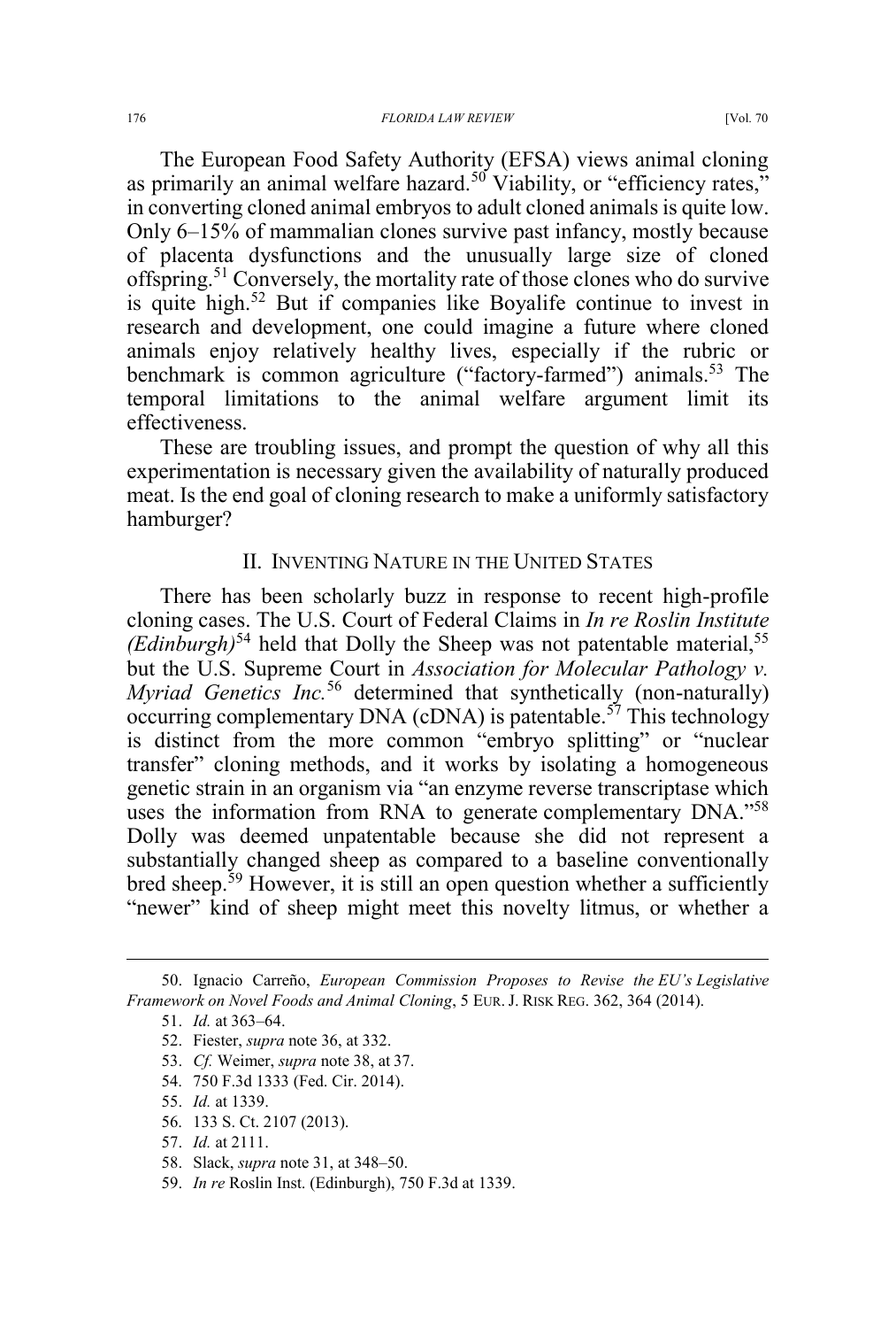The European Food Safety Authority (EFSA) views animal cloning as primarily an animal welfare hazard.[50] Viability, or "efficiency rates," in converting cloned animal embryos to adult cloned animals is quite low. Only 6–15% of mammalian clones survive past infancy, mostly because of placenta dysfunctions and the unusually large size of cloned offspring.[51] Conversely, the mortality rate of those clones who do survive is quite high.[52] But if companies like Boyalife continue to invest in research and development, one could imagine a future where cloned animals enjoy relatively healthy lives, especially if the rubric or benchmark is common agriculture ("factory-farmed") animals.[53] The temporal limitations to the animal welfare argument limit its effectiveness.

These are troubling issues, and prompt the question of why all this experimentation is necessary given the availability of naturally produced meat. Is the end goal of cloning research to make a uniformly satisfactory hamburger?

## II. INVENTING NATURE IN THE UNITED STATES

There has been scholarly buzz in response to recent high-profile cloning cases. The U.S. Court of Federal Claims in *In re Roslin Institute (Edinburgh)*[54] held that Dolly the Sheep was not patentable material,[55] but the U.S. Supreme Court in *Association for Molecular Pathology v. Myriad Genetics Inc.*[56] determined that synthetically (non-naturally) occurring complementary DNA (cDNA) is patentable.[57] This technology is distinct from the more common "embryo splitting" or "nuclear transfer" cloning methods, and it works by isolating a homogeneous genetic strain in an organism via "an enzyme reverse transcriptase which uses the information from RNA to generate complementary DNA."[58] Dolly was deemed unpatentable because she did not represent a substantially changed sheep as compared to a baseline conventionally bred sheep.[59] However, it is still an open question whether a sufficiently "newer" kind of sheep might meet this novelty litmus, or whether a

---

50. Ignacio Carreño, *European Commission Proposes to Revise the EU's Legislative Framework on Novel Foods and Animal Cloning*, 5 EUR. J. RISK REG. 362, 364 (2014).

51. *Id.* at 363–64.

52. Fiester, *supra* note 36, at 332.

53. *Cf.* Weimer, *supra* note 38, at 37.

54. 750 F.3d 1333 (Fed. Cir. 2014).

55. *Id.* at 1339.

56. 133 S. Ct. 2107 (2013).

57. *Id.* at 2111.

58. Slack, *supra* note 31, at 348–50.

59. *In re* Roslin Inst. (Edinburgh), 750 F.3d at 1339.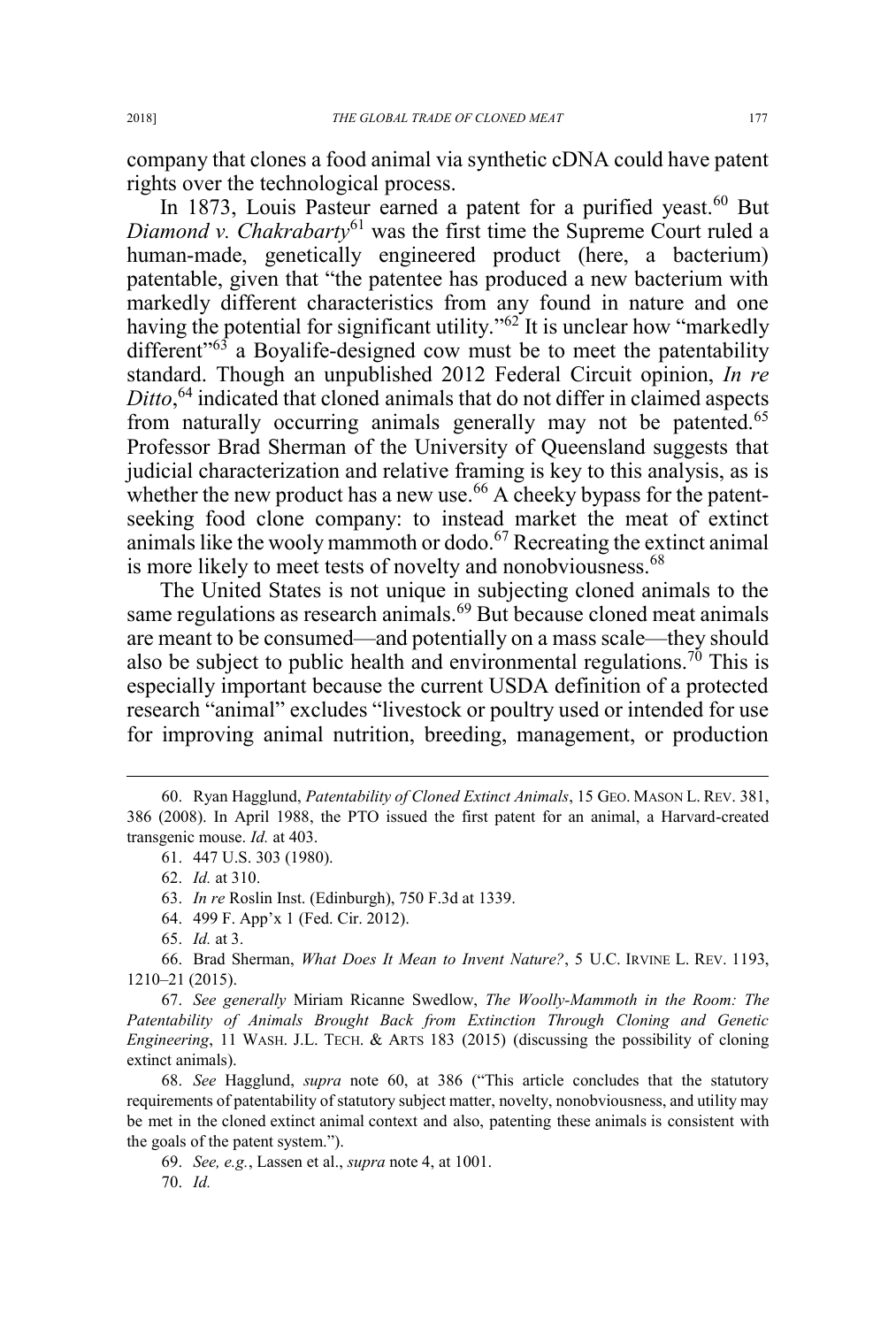company that clones a food animal via synthetic cDNA could have patent rights over the technological process.

In 1873, Louis Pasteur earned a patent for a purified yeast.[60] But *Diamond v. Chakrabarty*[61] was the first time the Supreme Court ruled a human-made, genetically engineered product (here, a bacterium) patentable, given that "the patentee has produced a new bacterium with markedly different characteristics from any found in nature and one having the potential for significant utility."[62] It is unclear how "markedly different"[63] a Boyalife-designed cow must be to meet the patentability standard. Though an unpublished 2012 Federal Circuit opinion, *In re Ditto*,[64] indicated that cloned animals that do not differ in claimed aspects from naturally occurring animals generally may not be patented.[65] Professor Brad Sherman of the University of Queensland suggests that judicial characterization and relative framing is key to this analysis, as is whether the new product has a new use.[66] A cheeky bypass for the patent-seeking food clone company: to instead market the meat of extinct animals like the wooly mammoth or dodo.[67] Recreating the extinct animal is more likely to meet tests of novelty and nonobviousness.[68]

The United States is not unique in subjecting cloned animals to the same regulations as research animals.[69] But because cloned meat animals are meant to be consumed—and potentially on a mass scale—they should also be subject to public health and environmental regulations.[70] This is especially important because the current USDA definition of a protected research "animal" excludes "livestock or poultry used or intended for use for improving animal nutrition, breeding, management, or production

---

60. Ryan Hagglund, *Patentability of Cloned Extinct Animals*, 15 GEO. MASON L. REV. 381, 386 (2008). In April 1988, the PTO issued the first patent for an animal, a Harvard-created transgenic mouse. *Id.* at 403.

61. 447 U.S. 303 (1980).

62. *Id.* at 310.

63. *In re* Roslin Inst. (Edinburgh), 750 F.3d at 1339.

64. 499 F. App'x 1 (Fed. Cir. 2012).

65. *Id.* at 3.

66. Brad Sherman, *What Does It Mean to Invent Nature?*, 5 U.C. IRVINE L. REV. 1193, 1210–21 (2015).

67. *See generally* Miriam Ricanne Swedlow, *The Woolly-Mammoth in the Room: The Patentability of Animals Brought Back from Extinction Through Cloning and Genetic Engineering*, 11 WASH. J.L. TECH. & ARTS 183 (2015) (discussing the possibility of cloning extinct animals).

68. *See* Hagglund, *supra* note 60, at 386 ("This article concludes that the statutory requirements of patentability of statutory subject matter, novelty, nonobviousness, and utility may be met in the cloned extinct animal context and also, patenting these animals is consistent with the goals of the patent system.").

69. *See, e.g.*, Lassen et al., *supra* note 4, at 1001.

70. *Id.*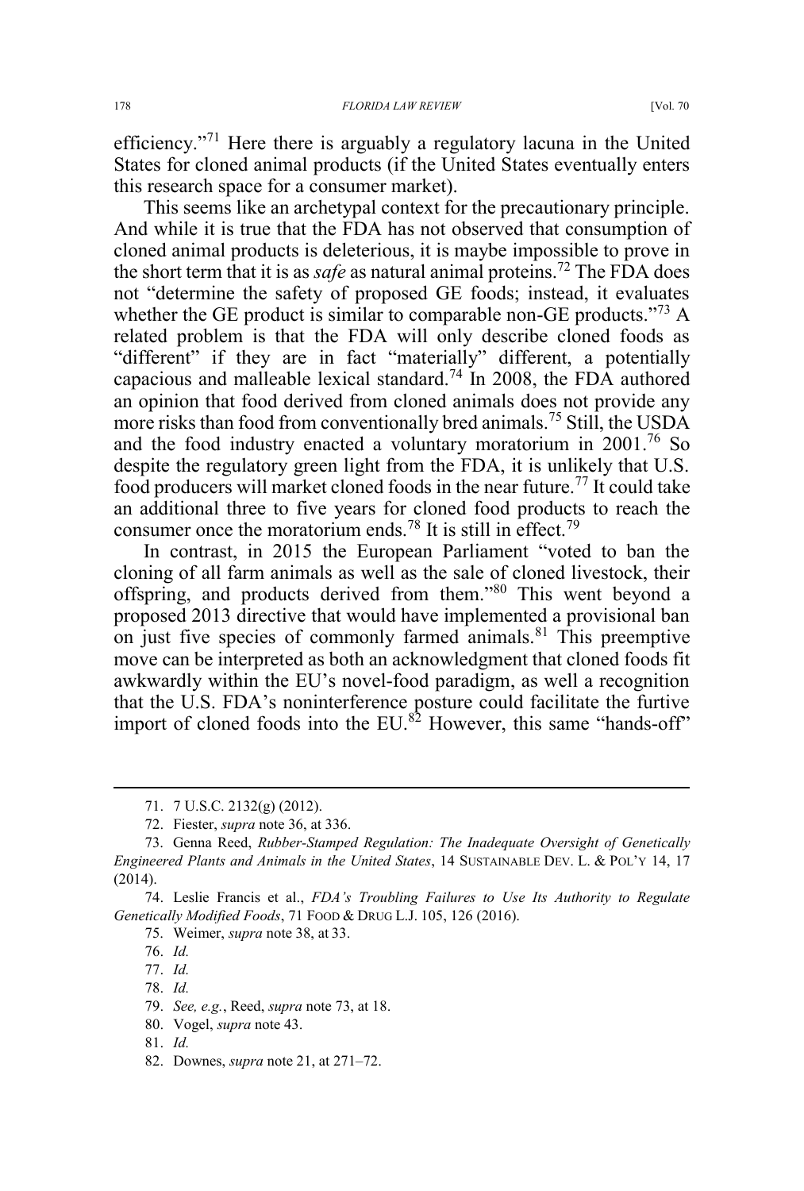efficiency."[71] Here there is arguably a regulatory lacuna in the United States for cloned animal products (if the United States eventually enters this research space for a consumer market).

This seems like an archetypal context for the precautionary principle. And while it is true that the FDA has not observed that consumption of cloned animal products is deleterious, it is maybe impossible to prove in the short term that it is as *safe* as natural animal proteins.[72] The FDA does not "determine the safety of proposed GE foods; instead, it evaluates whether the GE product is similar to comparable non-GE products."[73] A related problem is that the FDA will only describe cloned foods as "different" if they are in fact "materially" different, a potentially capacious and malleable lexical standard.[74] In 2008, the FDA authored an opinion that food derived from cloned animals does not provide any more risks than food from conventionally bred animals.[75] Still, the USDA and the food industry enacted a voluntary moratorium in 2001.[76] So despite the regulatory green light from the FDA, it is unlikely that U.S. food producers will market cloned foods in the near future.[77] It could take an additional three to five years for cloned food products to reach the consumer once the moratorium ends.[78] It is still in effect.[79]

In contrast, in 2015 the European Parliament "voted to ban the cloning of all farm animals as well as the sale of cloned livestock, their offspring, and products derived from them."[80] This went beyond a proposed 2013 directive that would have implemented a provisional ban on just five species of commonly farmed animals.[81] This preemptive move can be interpreted as both an acknowledgment that cloned foods fit awkwardly within the EU's novel-food paradigm, as well a recognition that the U.S. FDA's noninterference posture could facilitate the furtive import of cloned foods into the EU.[82] However, this same "hands-off"

---

71. 7 U.S.C. 2132(g) (2012).

72. Fiester, *supra* note 36, at 336.

73. Genna Reed, *Rubber-Stamped Regulation: The Inadequate Oversight of Genetically Engineered Plants and Animals in the United States*, 14 SUSTAINABLE DEV. L. & POL'Y 14, 17 (2014).

74. Leslie Francis et al., *FDA's Troubling Failures to Use Its Authority to Regulate Genetically Modified Foods*, 71 FOOD & DRUG L.J. 105, 126 (2016).

75. Weimer, *supra* note 38, at 33.

76. *Id.*

77. *Id.*

78. *Id.*

79. *See, e.g.*, Reed, *supra* note 73, at 18.

80. Vogel, *supra* note 43.

81. *Id.*

82. Downes, *supra* note 21, at 271–72.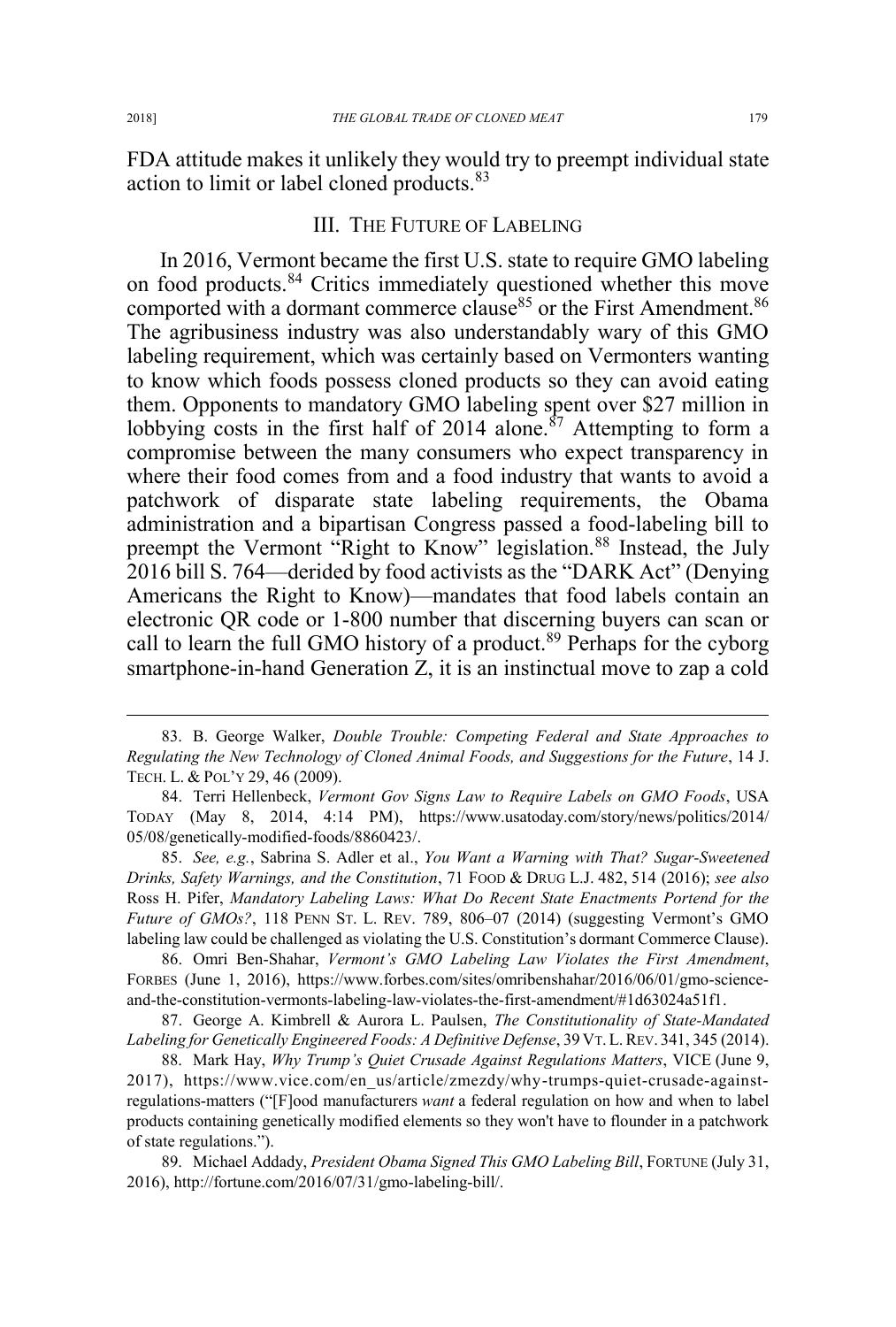FDA attitude makes it unlikely they would try to preempt individual state action to limit or label cloned products.[83]

## III. THE FUTURE OF LABELING

In 2016, Vermont became the first U.S. state to require GMO labeling on food products.[84] Critics immediately questioned whether this move comported with a dormant commerce clause[85] or the First Amendment.[86] The agribusiness industry was also understandably wary of this GMO labeling requirement, which was certainly based on Vermonters wanting to know which foods possess cloned products so they can avoid eating them. Opponents to mandatory GMO labeling spent over $27 million in lobbying costs in the first half of 2014 alone.[87] Attempting to form a compromise between the many consumers who expect transparency in where their food comes from and a food industry that wants to avoid a patchwork of disparate state labeling requirements, the Obama administration and a bipartisan Congress passed a food-labeling bill to preempt the Vermont "Right to Know" legislation.[88] Instead, the July 2016 bill S. 764—derided by food activists as the "DARK Act" (Denying Americans the Right to Know)—mandates that food labels contain an electronic QR code or 1-800 number that discerning buyers can scan or call to learn the full GMO history of a product.[89] Perhaps for the cyborg smartphone-in-hand Generation Z, it is an instinctual move to zap a cold

---

83. B. George Walker, *Double Trouble: Competing Federal and State Approaches to Regulating the New Technology of Cloned Animal Foods, and Suggestions for the Future*, 14 J. TECH. L. & POL'Y 29, 46 (2009).

84. Terri Hellenbeck, *Vermont Gov Signs Law to Require Labels on GMO Foods*, USA TODAY (May 8, 2014, 4:14 PM), https://www.usatoday.com/story/news/politics/2014/05/08/genetically-modified-foods/8860423/.

85. *See, e.g.*, Sabrina S. Adler et al., *You Want a Warning with That? Sugar-Sweetened Drinks, Safety Warnings, and the Constitution*, 71 FOOD & DRUG L.J. 482, 514 (2016); *see also* Ross H. Pifer, *Mandatory Labeling Laws: What Do Recent State Enactments Portend for the Future of GMOs?*, 118 PENN ST. L. REV. 789, 806–07 (2014) (suggesting Vermont's GMO labeling law could be challenged as violating the U.S. Constitution's dormant Commerce Clause).

86. Omri Ben-Shahar, *Vermont's GMO Labeling Law Violates the First Amendment*, FORBES (June 1, 2016), https://www.forbes.com/sites/omribenshahar/2016/06/01/gmo-science-and-the-constitution-vermonts-labeling-law-violates-the-first-amendment/#1d63024a51f1.

87. George A. Kimbrell & Aurora L. Paulsen, *The Constitutionality of State-Mandated Labeling for Genetically Engineered Foods: A Definitive Defense*, 39 VT. L. REV. 341, 345 (2014).

88. Mark Hay, *Why Trump's Quiet Crusade Against Regulations Matters*, VICE (June 9, 2017), https://www.vice.com/en_us/article/zmezdy/why-trumps-quiet-crusade-against-regulations-matters ("[F]ood manufacturers *want* a federal regulation on how and when to label products containing genetically modified elements so they won't have to flounder in a patchwork of state regulations.").

89. Michael Addady, *President Obama Signed This GMO Labeling Bill*, FORTUNE (July 31, 2016), http://fortune.com/2016/07/31/gmo-labeling-bill/.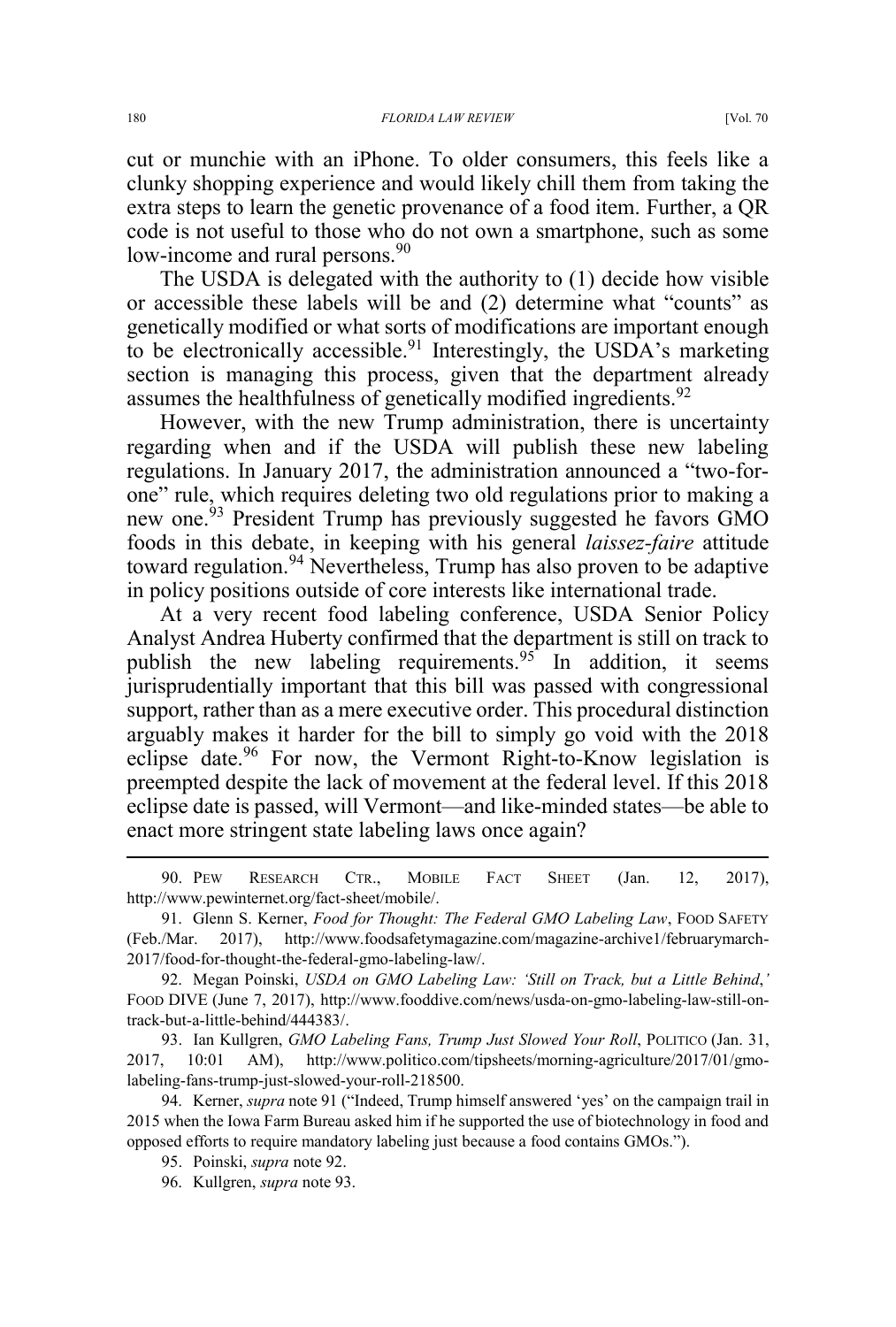cut or munchie with an iPhone. To older consumers, this feels like a clunky shopping experience and would likely chill them from taking the extra steps to learn the genetic provenance of a food item. Further, a QR code is not useful to those who do not own a smartphone, such as some low-income and rural persons.[90]

The USDA is delegated with the authority to (1) decide how visible or accessible these labels will be and (2) determine what "counts" as genetically modified or what sorts of modifications are important enough to be electronically accessible.[91] Interestingly, the USDA's marketing section is managing this process, given that the department already assumes the healthfulness of genetically modified ingredients.[92]

However, with the new Trump administration, there is uncertainty regarding when and if the USDA will publish these new labeling regulations. In January 2017, the administration announced a "two-for-one" rule, which requires deleting two old regulations prior to making a new one.[93] President Trump has previously suggested he favors GMO foods in this debate, in keeping with his general *laissez-faire* attitude toward regulation.[94] Nevertheless, Trump has also proven to be adaptive in policy positions outside of core interests like international trade.

At a very recent food labeling conference, USDA Senior Policy Analyst Andrea Huberty confirmed that the department is still on track to publish the new labeling requirements.[95] In addition, it seems jurisprudentially important that this bill was passed with congressional support, rather than as a mere executive order. This procedural distinction arguably makes it harder for the bill to simply go void with the 2018 eclipse date.[96] For now, the Vermont Right-to-Know legislation is preempted despite the lack of movement at the federal level. If this 2018 eclipse date is passed, will Vermont—and like-minded states—be able to enact more stringent state labeling laws once again?

---

90. PEW RESEARCH CTR., MOBILE FACT SHEET (Jan. 12, 2017), http://www.pewinternet.org/fact-sheet/mobile/.

91. Glenn S. Kerner, *Food for Thought: The Federal GMO Labeling Law*, FOOD SAFETY (Feb./Mar. 2017), http://www.foodsafetymagazine.com/magazine-archive1/februarymarch-2017/food-for-thought-the-federal-gmo-labeling-law/.

92. Megan Poinski, *USDA on GMO Labeling Law: 'Still on Track, but a Little Behind*,*'* FOOD DIVE (June 7, 2017), http://www.fooddive.com/news/usda-on-gmo-labeling-law-still-on-track-but-a-little-behind/444383/.

93. Ian Kullgren, *GMO Labeling Fans, Trump Just Slowed Your Roll*, POLITICO (Jan. 31, 2017, 10:01 AM), http://www.politico.com/tipsheets/morning-agriculture/2017/01/gmo-labeling-fans-trump-just-slowed-your-roll-218500.

94. Kerner, *supra* note 91 ("Indeed, Trump himself answered 'yes' on the campaign trail in 2015 when the Iowa Farm Bureau asked him if he supported the use of biotechnology in food and opposed efforts to require mandatory labeling just because a food contains GMOs.").

95. Poinski, *supra* note 92.

96. Kullgren, *supra* note 93.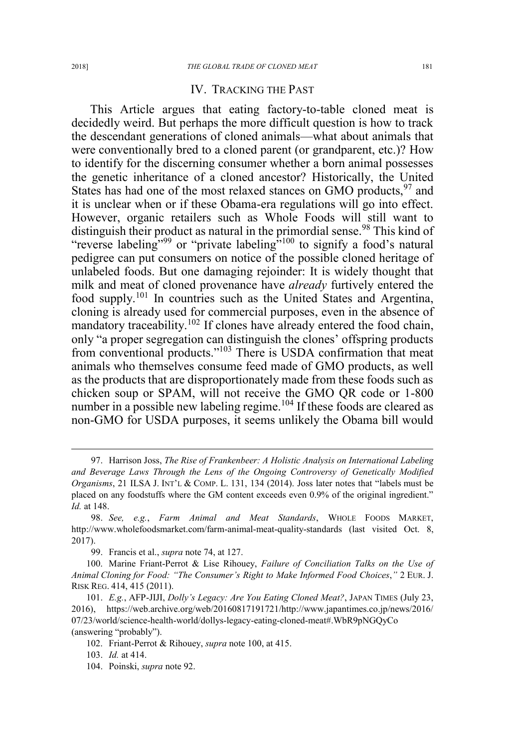## IV. Tracking the Past

This Article argues that eating factory-to-table cloned meat is decidedly weird. But perhaps the more difficult question is how to track the descendant generations of cloned animals—what about animals that were conventionally bred to a cloned parent (or grandparent, etc.)? How to identify for the discerning consumer whether a born animal possesses the genetic inheritance of a cloned ancestor? Historically, the United States has had one of the most relaxed stances on GMO products,[97] and it is unclear when or if these Obama-era regulations will go into effect. However, organic retailers such as Whole Foods will still want to distinguish their product as natural in the primordial sense.[98] This kind of "reverse labeling"[99] or "private labeling"[100] to signify a food's natural pedigree can put consumers on notice of the possible cloned heritage of unlabeled foods. But one damaging rejoinder: It is widely thought that milk and meat of cloned provenance have *already* furtively entered the food supply.[101] In countries such as the United States and Argentina, cloning is already used for commercial purposes, even in the absence of mandatory traceability.[102] If clones have already entered the food chain, only "a proper segregation can distinguish the clones' offspring products from conventional products."[103] There is USDA confirmation that meat animals who themselves consume feed made of GMO products, as well as the products that are disproportionately made from these foods such as chicken soup or SPAM, will not receive the GMO QR code or 1-800 number in a possible new labeling regime.[104] If these foods are cleared as non-GMO for USDA purposes, it seems unlikely the Obama bill would

---

97. Harrison Joss, *The Rise of Frankenbeer: A Holistic Analysis on International Labeling and Beverage Laws Through the Lens of the Ongoing Controversy of Genetically Modified Organisms*, 21 ILSA J. INT'L & COMP. L. 131, 134 (2014). Joss later notes that "labels must be placed on any foodstuffs where the GM content exceeds even 0.9% of the original ingredient." *Id.* at 148.

98. *See, e.g.*, *Farm Animal and Meat Standards*, WHOLE FOODS MARKET, http://www.wholefoodsmarket.com/farm-animal-meat-quality-standards (last visited Oct. 8, 2017).

99. Francis et al., *supra* note 74, at 127.

100. Marine Friant-Perrot & Lise Rihouey, *Failure of Conciliation Talks on the Use of Animal Cloning for Food: "The Consumer's Right to Make Informed Food Choices*,*"* 2 EUR. J. RISK REG. 414, 415 (2011).

101. *E.g.*, AFP-JIJI, *Dolly's Legacy: Are You Eating Cloned Meat?*, JAPAN TIMES (July 23, 2016), https://web.archive.org/web/20160817191721/http://www.japantimes.co.jp/news/2016/07/23/world/science-health-world/dollys-legacy-eating-cloned-meat#.WbR9pNGQyCo (answering "probably").

102. Friant-Perrot & Rihouey, *supra* note 100, at 415.

103. *Id.* at 414.

104. Poinski, *supra* note 92.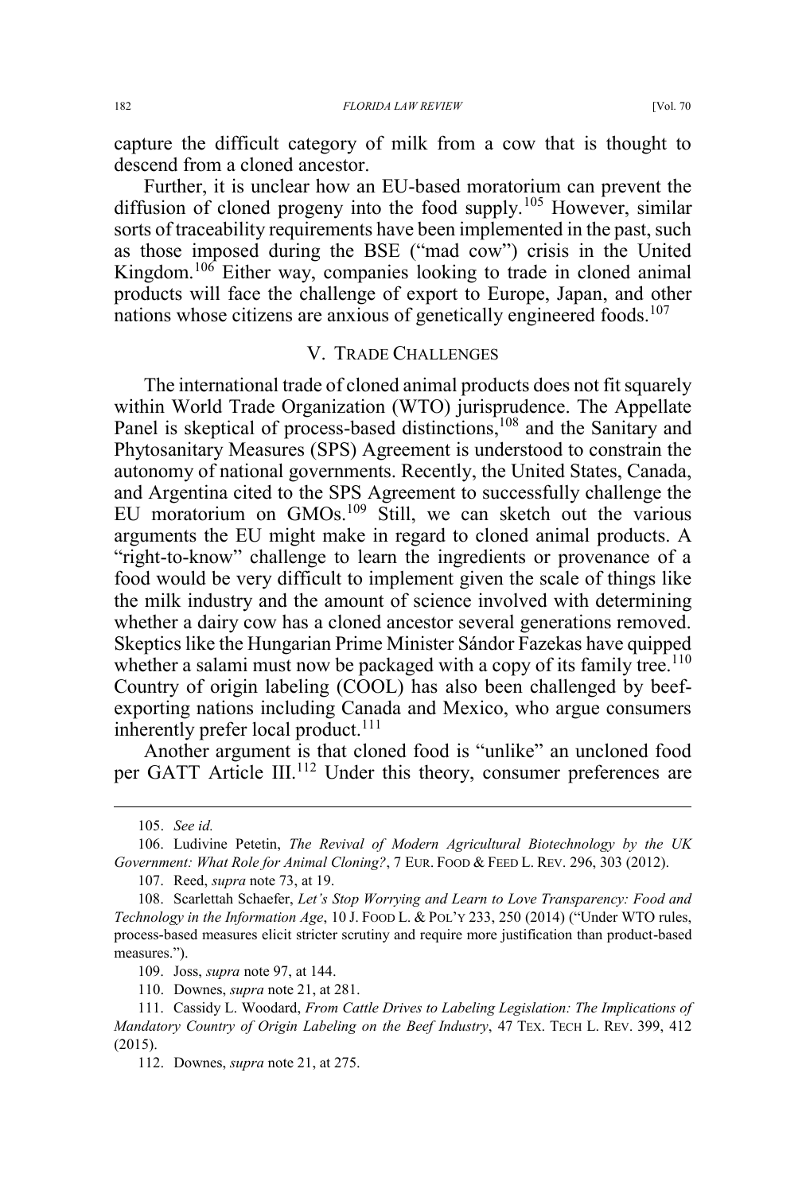capture the difficult category of milk from a cow that is thought to descend from a cloned ancestor.

Further, it is unclear how an EU-based moratorium can prevent the diffusion of cloned progeny into the food supply.[105] However, similar sorts of traceability requirements have been implemented in the past, such as those imposed during the BSE ("mad cow") crisis in the United Kingdom.[106] Either way, companies looking to trade in cloned animal products will face the challenge of export to Europe, Japan, and other nations whose citizens are anxious of genetically engineered foods.[107]

## V. TRADE CHALLENGES

The international trade of cloned animal products does not fit squarely within World Trade Organization (WTO) jurisprudence. The Appellate Panel is skeptical of process-based distinctions,[108] and the Sanitary and Phytosanitary Measures (SPS) Agreement is understood to constrain the autonomy of national governments. Recently, the United States, Canada, and Argentina cited to the SPS Agreement to successfully challenge the EU moratorium on GMOs.[109] Still, we can sketch out the various arguments the EU might make in regard to cloned animal products. A "right-to-know" challenge to learn the ingredients or provenance of a food would be very difficult to implement given the scale of things like the milk industry and the amount of science involved with determining whether a dairy cow has a cloned ancestor several generations removed. Skeptics like the Hungarian Prime Minister Sándor Fazekas have quipped whether a salami must now be packaged with a copy of its family tree.[110] Country of origin labeling (COOL) has also been challenged by beef-exporting nations including Canada and Mexico, who argue consumers inherently prefer local product.[111]

Another argument is that cloned food is "unlike" an uncloned food per GATT Article III.[112] Under this theory, consumer preferences are

---

105. *See id.*

106. Ludivine Petetin, *The Revival of Modern Agricultural Biotechnology by the UK Government: What Role for Animal Cloning?*, 7 EUR. FOOD & FEED L. REV. 296, 303 (2012).

107. Reed, *supra* note 73, at 19.

108. Scarlettah Schaefer, *Let's Stop Worrying and Learn to Love Transparency: Food and Technology in the Information Age*, 10 J. FOOD L. & POL'Y 233, 250 (2014) ("Under WTO rules, process-based measures elicit stricter scrutiny and require more justification than product-based measures.").

109. Joss, *supra* note 97, at 144.

110. Downes, *supra* note 21, at 281.

111. Cassidy L. Woodard, *From Cattle Drives to Labeling Legislation: The Implications of Mandatory Country of Origin Labeling on the Beef Industry*, 47 TEX. TECH L. REV. 399, 412 (2015).

112. Downes, *supra* note 21, at 275.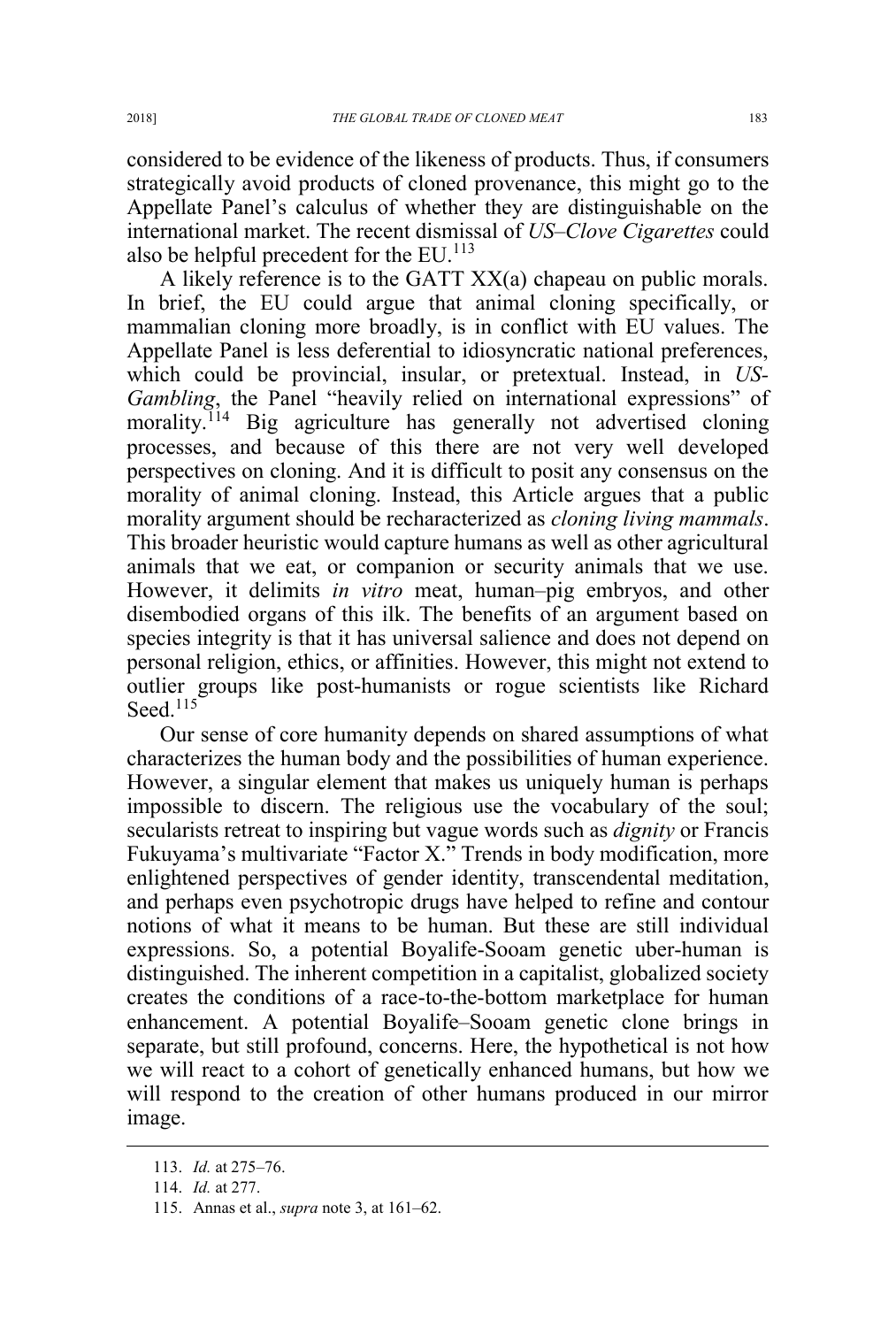considered to be evidence of the likeness of products. Thus, if consumers strategically avoid products of cloned provenance, this might go to the Appellate Panel's calculus of whether they are distinguishable on the international market. The recent dismissal of *US–Clove Cigarettes* could also be helpful precedent for the EU.[113]

A likely reference is to the GATT XX(a) chapeau on public morals. In brief, the EU could argue that animal cloning specifically, or mammalian cloning more broadly, is in conflict with EU values. The Appellate Panel is less deferential to idiosyncratic national preferences, which could be provincial, insular, or pretextual. Instead, in *US-Gambling*, the Panel "heavily relied on international expressions" of morality.[114] Big agriculture has generally not advertised cloning processes, and because of this there are not very well developed perspectives on cloning. And it is difficult to posit any consensus on the morality of animal cloning. Instead, this Article argues that a public morality argument should be recharacterized as *cloning living mammals*. This broader heuristic would capture humans as well as other agricultural animals that we eat, or companion or security animals that we use. However, it delimits *in vitro* meat, human–pig embryos, and other disembodied organs of this ilk. The benefits of an argument based on species integrity is that it has universal salience and does not depend on personal religion, ethics, or affinities. However, this might not extend to outlier groups like post-humanists or rogue scientists like Richard Seed.[115]

Our sense of core humanity depends on shared assumptions of what characterizes the human body and the possibilities of human experience. However, a singular element that makes us uniquely human is perhaps impossible to discern. The religious use the vocabulary of the soul; secularists retreat to inspiring but vague words such as *dignity* or Francis Fukuyama's multivariate "Factor X." Trends in body modification, more enlightened perspectives of gender identity, transcendental meditation, and perhaps even psychotropic drugs have helped to refine and contour notions of what it means to be human. But these are still individual expressions. So, a potential Boyalife-Sooam genetic uber-human is distinguished. The inherent competition in a capitalist, globalized society creates the conditions of a race-to-the-bottom marketplace for human enhancement. A potential Boyalife–Sooam genetic clone brings in separate, but still profound, concerns. Here, the hypothetical is not how we will react to a cohort of genetically enhanced humans, but how we will respond to the creation of other humans produced in our mirror image.

---

113. *Id.* at 275–76.

114. *Id.* at 277.

115. Annas et al., *supra* note 3, at 161–62.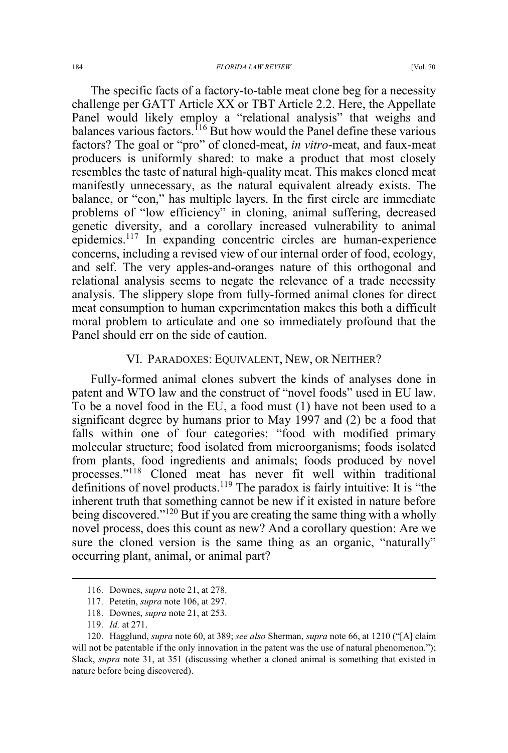The specific facts of a factory-to-table meat clone beg for a necessity challenge per GATT Article XX or TBT Article 2.2. Here, the Appellate Panel would likely employ a "relational analysis" that weighs and balances various factors.[116] But how would the Panel define these various factors? The goal or "pro" of cloned-meat, *in vitro*-meat, and faux-meat producers is uniformly shared: to make a product that most closely resembles the taste of natural high-quality meat. This makes cloned meat manifestly unnecessary, as the natural equivalent already exists. The balance, or "con," has multiple layers. In the first circle are immediate problems of "low efficiency" in cloning, animal suffering, decreased genetic diversity, and a corollary increased vulnerability to animal epidemics.[117] In expanding concentric circles are human-experience concerns, including a revised view of our internal order of food, ecology, and self. The very apples-and-oranges nature of this orthogonal and relational analysis seems to negate the relevance of a trade necessity analysis. The slippery slope from fully-formed animal clones for direct meat consumption to human experimentation makes this both a difficult moral problem to articulate and one so immediately profound that the Panel should err on the side of caution.

## VI. Paradoxes: Equivalent, New, or Neither?

Fully-formed animal clones subvert the kinds of analyses done in patent and WTO law and the construct of "novel foods" used in EU law. To be a novel food in the EU, a food must (1) have not been used to a significant degree by humans prior to May 1997 and (2) be a food that falls within one of four categories: "food with modified primary molecular structure; food isolated from microorganisms; foods isolated from plants, food ingredients and animals; foods produced by novel processes."[118] Cloned meat has never fit well within traditional definitions of novel products.[119] The paradox is fairly intuitive: It is "the inherent truth that something cannot be new if it existed in nature before being discovered."[120] But if you are creating the same thing with a wholly novel process, does this count as new? And a corollary question: Are we sure the cloned version is the same thing as an organic, "naturally" occurring plant, animal, or animal part?

---

116. Downes, *supra* note 21, at 278.

117. Petetin, *supra* note 106, at 297.

118. Downes, *supra* note 21, at 253.

119. *Id.* at 271.

120. Hagglund, *supra* note 60, at 389; *see also* Sherman, *supra* note 66, at 1210 ("[A] claim will not be patentable if the only innovation in the patent was the use of natural phenomenon."); Slack, *supra* note 31, at 351 (discussing whether a cloned animal is something that existed in nature before being discovered).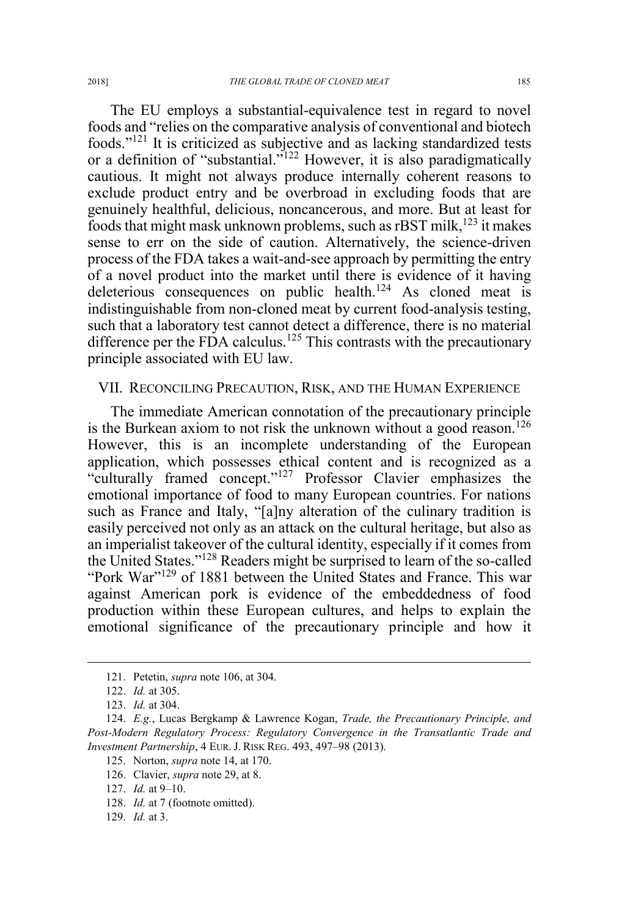The EU employs a substantial-equivalence test in regard to novel foods and "relies on the comparative analysis of conventional and biotech foods."[121] It is criticized as subjective and as lacking standardized tests or a definition of "substantial."[122] However, it is also paradigmatically cautious. It might not always produce internally coherent reasons to exclude product entry and be overbroad in excluding foods that are genuinely healthful, delicious, noncancerous, and more. But at least for foods that might mask unknown problems, such as rBST milk,[123] it makes sense to err on the side of caution. Alternatively, the science-driven process of the FDA takes a wait-and-see approach by permitting the entry of a novel product into the market until there is evidence of it having deleterious consequences on public health.[124] As cloned meat is indistinguishable from non-cloned meat by current food-analysis testing, such that a laboratory test cannot detect a difference, there is no material difference per the FDA calculus.[125] This contrasts with the precautionary principle associated with EU law.

## VII. Reconciling Precaution, Risk, and the Human Experience

The immediate American connotation of the precautionary principle is the Burkean axiom to not risk the unknown without a good reason.[126] However, this is an incomplete understanding of the European application, which possesses ethical content and is recognized as a "culturally framed concept."[127] Professor Clavier emphasizes the emotional importance of food to many European countries. For nations such as France and Italy, "[a]ny alteration of the culinary tradition is easily perceived not only as an attack on the cultural heritage, but also as an imperialist takeover of the cultural identity, especially if it comes from the United States."[128] Readers might be surprised to learn of the so-called "Pork War"[129] of 1881 between the United States and France. This war against American pork is evidence of the embeddedness of food production within these European cultures, and helps to explain the emotional significance of the precautionary principle and how it

---

121. Petetin, *supra* note 106, at 304.

122. *Id.* at 305.

123. *Id.* at 304.

124. *E.g.*, Lucas Bergkamp & Lawrence Kogan, *Trade, the Precautionary Principle, and Post-Modern Regulatory Process: Regulatory Convergence in the Transatlantic Trade and Investment Partnership*, 4 Eur. J. Risk Reg. 493, 497–98 (2013).

125. Norton, *supra* note 14, at 170.

126. Clavier, *supra* note 29, at 8.

127. *Id.* at 9–10.

128. *Id.* at 7 (footnote omitted).

129. *Id.* at 3.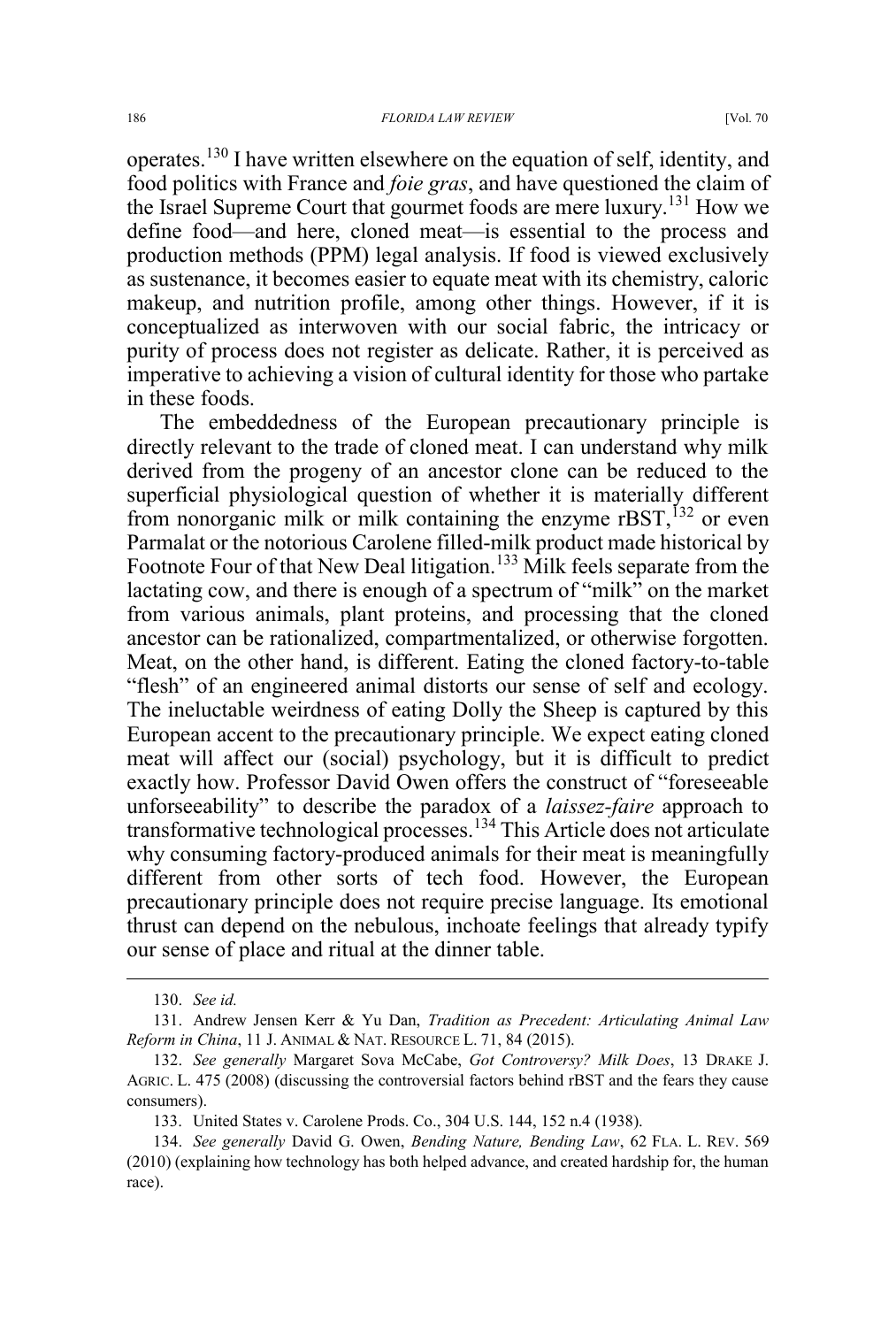operates.[130] I have written elsewhere on the equation of self, identity, and food politics with France and *foie gras*, and have questioned the claim of the Israel Supreme Court that gourmet foods are mere luxury.[131] How we define food—and here, cloned meat—is essential to the process and production methods (PPM) legal analysis. If food is viewed exclusively as sustenance, it becomes easier to equate meat with its chemistry, caloric makeup, and nutrition profile, among other things. However, if it is conceptualized as interwoven with our social fabric, the intricacy or purity of process does not register as delicate. Rather, it is perceived as imperative to achieving a vision of cultural identity for those who partake in these foods.

The embeddedness of the European precautionary principle is directly relevant to the trade of cloned meat. I can understand why milk derived from the progeny of an ancestor clone can be reduced to the superficial physiological question of whether it is materially different from nonorganic milk or milk containing the enzyme rBST,[132] or even Parmalat or the notorious Carolene filled-milk product made historical by Footnote Four of that New Deal litigation.[133] Milk feels separate from the lactating cow, and there is enough of a spectrum of "milk" on the market from various animals, plant proteins, and processing that the cloned ancestor can be rationalized, compartmentalized, or otherwise forgotten. Meat, on the other hand, is different. Eating the cloned factory-to-table "flesh" of an engineered animal distorts our sense of self and ecology. The ineluctable weirdness of eating Dolly the Sheep is captured by this European accent to the precautionary principle. We expect eating cloned meat will affect our (social) psychology, but it is difficult to predict exactly how. Professor David Owen offers the construct of "foreseeable unforseeability" to describe the paradox of a *laissez-faire* approach to transformative technological processes.[134] This Article does not articulate why consuming factory-produced animals for their meat is meaningfully different from other sorts of tech food. However, the European precautionary principle does not require precise language. Its emotional thrust can depend on the nebulous, inchoate feelings that already typify our sense of place and ritual at the dinner table.

---

130. *See id.*

131. Andrew Jensen Kerr & Yu Dan, *Tradition as Precedent: Articulating Animal Law Reform in China*, 11 J. ANIMAL & NAT. RESOURCE L. 71, 84 (2015).

132. *See generally* Margaret Sova McCabe, *Got Controversy? Milk Does*, 13 DRAKE J. AGRIC. L. 475 (2008) (discussing the controversial factors behind rBST and the fears they cause consumers).

133. United States v. Carolene Prods. Co., 304 U.S. 144, 152 n.4 (1938).

134. *See generally* David G. Owen, *Bending Nature, Bending Law*, 62 FLA. L. REV. 569 (2010) (explaining how technology has both helped advance, and created hardship for, the human race).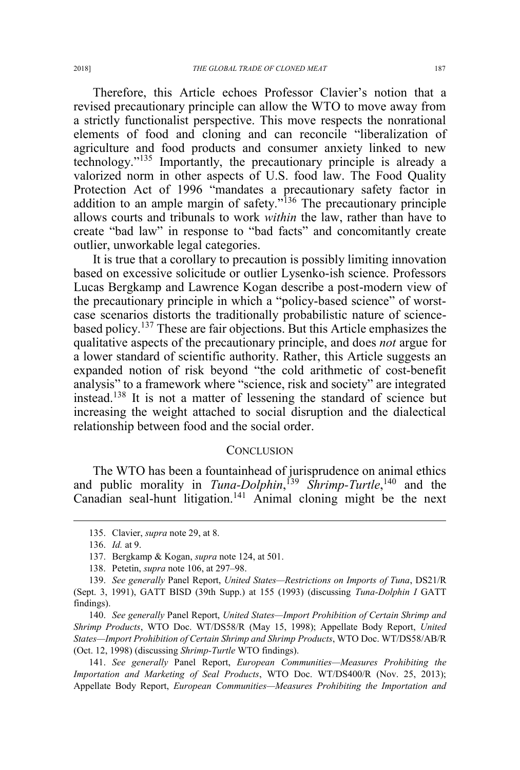Therefore, this Article echoes Professor Clavier's notion that a revised precautionary principle can allow the WTO to move away from a strictly functionalist perspective. This move respects the nonrational elements of food and cloning and can reconcile "liberalization of agriculture and food products and consumer anxiety linked to new technology."[135] Importantly, the precautionary principle is already a valorized norm in other aspects of U.S. food law. The Food Quality Protection Act of 1996 "mandates a precautionary safety factor in addition to an ample margin of safety."[136] The precautionary principle allows courts and tribunals to work *within* the law, rather than have to create "bad law" in response to "bad facts" and concomitantly create outlier, unworkable legal categories.

It is true that a corollary to precaution is possibly limiting innovation based on excessive solicitude or outlier Lysenko-ish science. Professors Lucas Bergkamp and Lawrence Kogan describe a post-modern view of the precautionary principle in which a "policy-based science" of worst-case scenarios distorts the traditionally probabilistic nature of science-based policy.[137] These are fair objections. But this Article emphasizes the qualitative aspects of the precautionary principle, and does *not* argue for a lower standard of scientific authority. Rather, this Article suggests an expanded notion of risk beyond "the cold arithmetic of cost-benefit analysis" to a framework where "science, risk and society" are integrated instead.[138] It is not a matter of lessening the standard of science but increasing the weight attached to social disruption and the dialectical relationship between food and the social order.

## CONCLUSION

The WTO has been a fountainhead of jurisprudence on animal ethics and public morality in *Tuna-Dolphin*,[139] *Shrimp-Turtle*,[140] and the Canadian seal-hunt litigation.[141] Animal cloning might be the next

---

135. Clavier, *supra* note 29, at 8.

136. *Id.* at 9.

137. Bergkamp & Kogan, *supra* note 124, at 501.

138. Petetin, *supra* note 106, at 297–98.

139. *See generally* Panel Report, *United States—Restrictions on Imports of Tuna*, DS21/R (Sept. 3, 1991), GATT BISD (39th Supp.) at 155 (1993) (discussing *Tuna-Dolphin I* GATT findings).

140. *See generally* Panel Report, *United States—Import Prohibition of Certain Shrimp and Shrimp Products*, WTO Doc. WT/DS58/R (May 15, 1998); Appellate Body Report, *United States—Import Prohibition of Certain Shrimp and Shrimp Products*, WTO Doc. WT/DS58/AB/R (Oct. 12, 1998) (discussing *Shrimp-Turtle* WTO findings).

141. *See generally* Panel Report, *European Communities—Measures Prohibiting the Importation and Marketing of Seal Products*, WTO Doc. WT/DS400/R (Nov. 25, 2013); Appellate Body Report, *European Communities—Measures Prohibiting the Importation and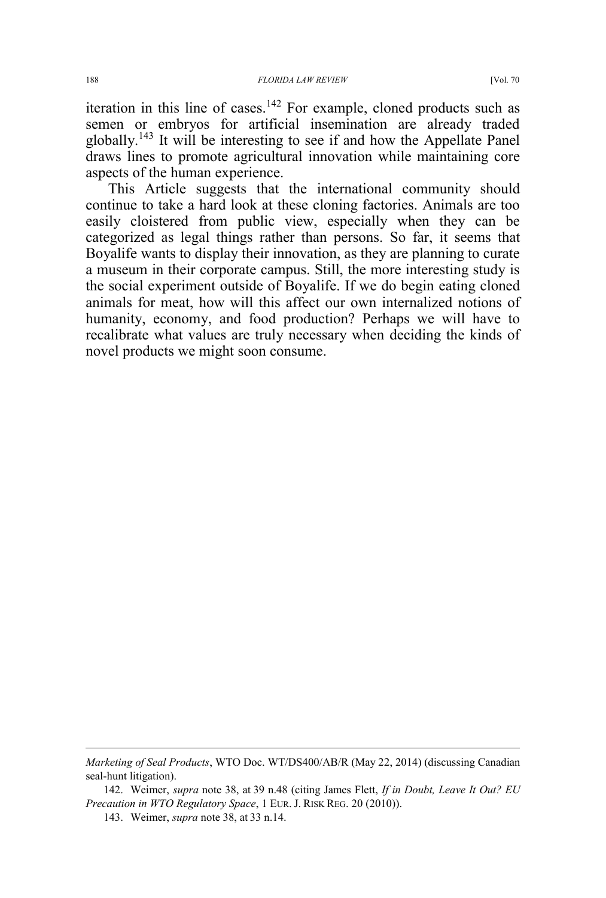iteration in this line of cases.[142] For example, cloned products such as semen or embryos for artificial insemination are already traded globally.[143] It will be interesting to see if and how the Appellate Panel draws lines to promote agricultural innovation while maintaining core aspects of the human experience.

This Article suggests that the international community should continue to take a hard look at these cloning factories. Animals are too easily cloistered from public view, especially when they can be categorized as legal things rather than persons. So far, it seems that Boyalife wants to display their innovation, as they are planning to curate a museum in their corporate campus. Still, the more interesting study is the social experiment outside of Boyalife. If we do begin eating cloned animals for meat, how will this affect our own internalized notions of humanity, economy, and food production? Perhaps we will have to recalibrate what values are truly necessary when deciding the kinds of novel products we might soon consume.

---

*Marketing of Seal Products*, WTO Doc. WT/DS400/AB/R (May 22, 2014) (discussing Canadian seal-hunt litigation).

142. Weimer, *supra* note 38, at 39 n.48 (citing James Flett, *If in Doubt, Leave It Out? EU Precaution in WTO Regulatory Space*, 1 EUR. J. RISK REG. 20 (2010)).

143. Weimer, *supra* note 38, at 33 n.14.